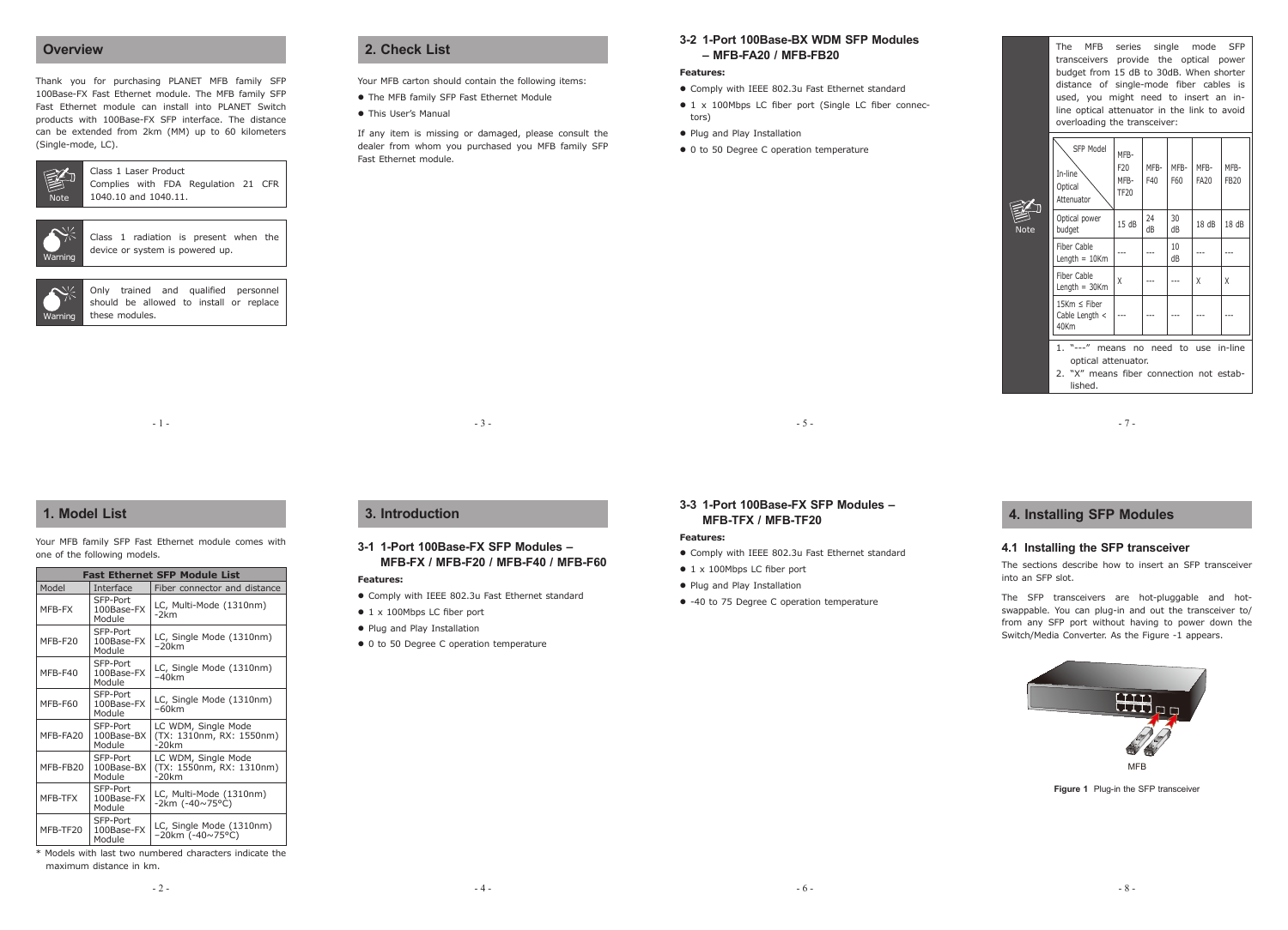## Overview

Thank you for purchasing PLANET MFB family SFP 100Base-FX Fast Ethernet module. The MFB family SFP Fast Ethernet module can install into PLANET Switch products with 100Base-FX SFP interface. The distance can be extended from 2km (MM) up to 60 kilometers (Single-mode, LC).

> **Note**
> Class 1 Laser Product
> Complies with FDA Regulation 21 CFR 1040.10 and 1040.11.

> **Warning**
> Class 1 radiation is present when the device or system is powered up.

> **Warning**
> Only trained and qualified personnel should be allowed to install or replace these modules.

## 1. Model List

Your MFB family SFP Fast Ethernet module comes with one of the following models.

| Fast Ethernet SFP Module List | | |
|---|---|---|
| Model | Interface | Fiber connector and distance |
| MFB-FX | SFP-Port 100Base-FX Module | LC, Multi-Mode (1310nm) -2km |
| MFB-F20 | SFP-Port 100Base-FX Module | LC, Single Mode (1310nm) –20km |
| MFB-F40 | SFP-Port 100Base-FX Module | LC, Single Mode (1310nm) –40km |
| MFB-F60 | SFP-Port 100Base-FX Module | LC, Single Mode (1310nm) –60km |
| MFB-FA20 | SFP-Port 100Base-BX Module | LC WDM, Single Mode (TX: 1310nm, RX: 1550nm) -20km |
| MFB-FB20 | SFP-Port 100Base-BX Module | LC WDM, Single Mode (TX: 1550nm, RX: 1310nm) -20km |
| MFB-TFX | SFP-Port 100Base-FX Module | LC, Multi-Mode (1310nm) -2km (-40~75°C) |
| MFB-TF20 | SFP-Port 100Base-FX Module | LC, Single Mode (1310nm) –20km (-40~75°C) |

* Models with last two numbered characters indicate the maximum distance in km.

## 2. Check List

Your MFB carton should contain the following items:

- The MFB family SFP Fast Ethernet Module
- This User's Manual

If any item is missing or damaged, please consult the dealer from whom you purchased you MFB family SFP Fast Ethernet module.

## 3. Introduction

### 3-1 1-Port 100Base-FX SFP Modules – MFB-FX / MFB-F20 / MFB-F40 / MFB-F60

**Features:**

- Comply with IEEE 802.3u Fast Ethernet standard
- 1 x 100Mbps LC fiber port
- Plug and Play Installation
- 0 to 50 Degree C operation temperature

### 3-2 1-Port 100Base-BX WDM SFP Modules – MFB-FA20 / MFB-FB20

**Features:**

- Comply with IEEE 802.3u Fast Ethernet standard
- 1 x 100Mbps LC fiber port (Single LC fiber connectors)
- Plug and Play Installation
- 0 to 50 Degree C operation temperature

### 3-3 1-Port 100Base-FX SFP Modules – MFB-TFX / MFB-TF20

**Features:**

- Comply with IEEE 802.3u Fast Ethernet standard
- 1 x 100Mbps LC fiber port
- Plug and Play Installation
- -40 to 75 Degree C operation temperature

> **Note**
> The MFB series single mode SFP transceivers provide the optical power budget from 15 dB to 30dB. When shorter distance of single-mode fiber cables is used, you might need to insert an in-line optical attenuator in the link to avoid overloading the transceiver:

| SFP Model / In-line Optical Attenuator | MFB-F20 MFB-TF20 | MFB-F40 | MFB-F60 | MFB-FA20 | MFB-FB20 |
|---|---|---|---|---|---|
| Optical power budget | 15 dB | 24 dB | 30 dB | 18 dB | 18 dB |
| Fiber Cable Length = 10Km | --- | --- | 10 dB | --- | --- |
| Fiber Cable Length = 30Km | X | --- | --- | X | X |
| 15Km ≤ Fiber Cable Length < 40Km | --- | --- | --- | --- | --- |

1. "---" means no need to use in-line optical attenuator.
2. "X" means fiber connection not established.

## 4. Installing SFP Modules

### 4.1 Installing the SFP transceiver

The sections describe how to insert an SFP transceiver into an SFP slot.

The SFP transceivers are hot-pluggable and hot-swappable. You can plug-in and out the transceiver to/ from any SFP port without having to power down the Switch/Media Converter. As the Figure -1 appears.

MFB

**Figure 1** Plug-in the SFP transceiver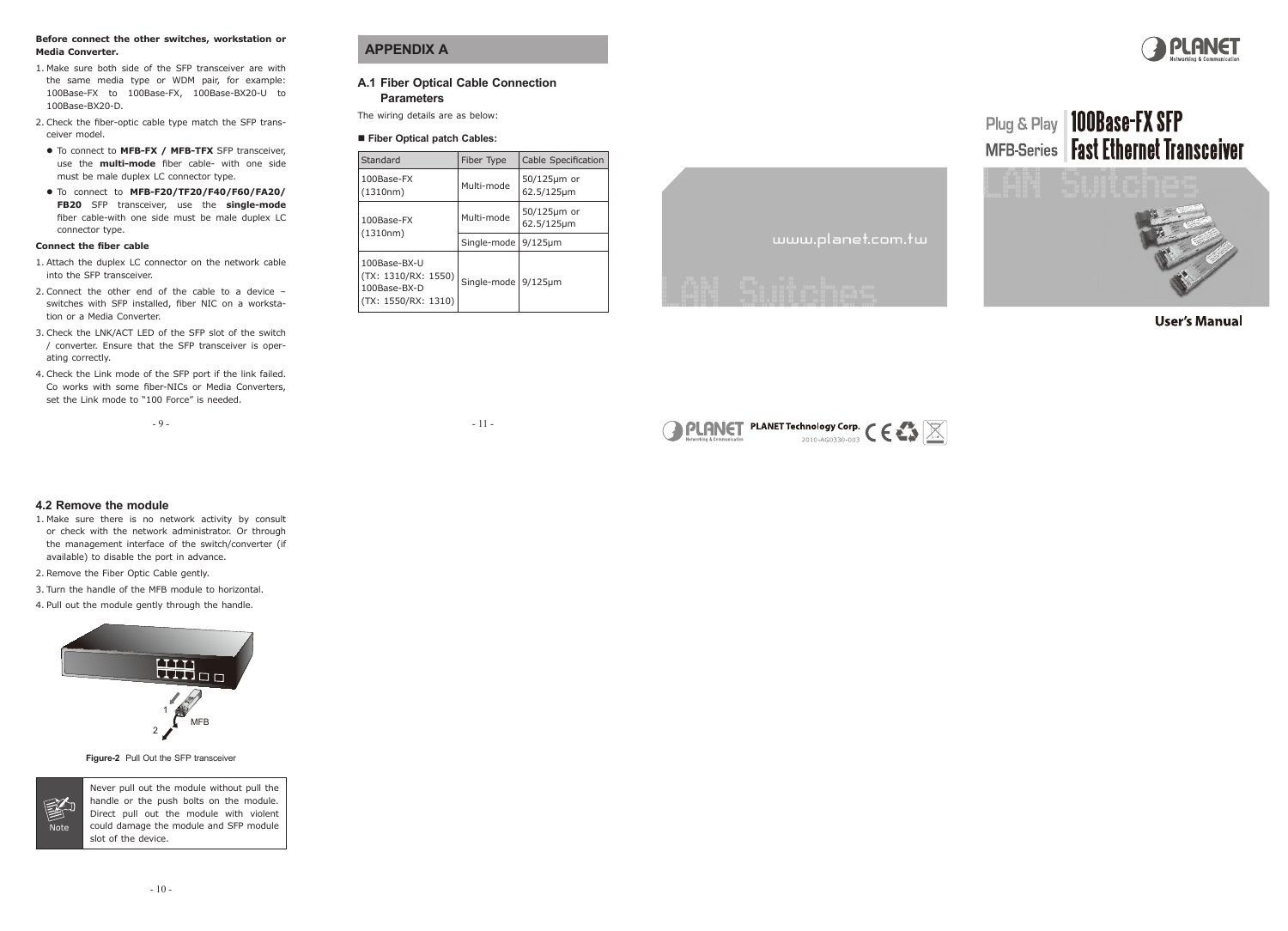**Before connect the other switches, workstation or Media Converter.**

1. Make sure both side of the SFP transceiver are with the same media type or WDM pair, for example: 100Base-FX to 100Base-FX, 100Base-BX20-U to 100Base-BX20-D.
2. Check the fiber-optic cable type match the SFP transceiver model.
   - To connect to **MFB-FX / MFB-TFX** SFP transceiver, use the **multi-mode** fiber cable- with one side must be male duplex LC connector type.
   - To connect to **MFB-F20/TF20/F40/F60/FA20/FB20** SFP transceiver, use the **single-mode** fiber cable-with one side must be male duplex LC connector type.

**Connect the fiber cable**

1. Attach the duplex LC connector on the network cable into the SFP transceiver.
2. Connect the other end of the cable to a device – switches with SFP installed, fiber NIC on a workstation or a Media Converter.
3. Check the LNK/ACT LED of the SFP slot of the switch / converter. Ensure that the SFP transceiver is operating correctly.
4. Check the Link mode of the SFP port if the link failed. Co works with some fiber-NICs or Media Converters, set the Link mode to "100 Force" is needed.

### 4.2 Remove the module

1. Make sure there is no network activity by consult or check with the network administrator. Or through the management interface of the switch/converter (if available) to disable the port in advance.
2. Remove the Fiber Optic Cable gently.
3. Turn the handle of the MFB module to horizontal.
4. Pull out the module gently through the handle.

1
2
MFB

**Figure-2** Pull Out the SFP transceiver

Note: Never pull out the module without pull the handle or the push bolts on the module. Direct pull out the module with violent could damage the module and SFP module slot of the device.

## APPENDIX A

### A.1 Fiber Optical Cable Connection Parameters

The wiring details are as below:

- **Fiber Optical patch Cables:**

| Standard | Fiber Type | Cable Specification |
|---|---|---|
| 100Base-FX (1310nm) | Multi-mode | 50/125μm or 62.5/125μm |
| 100Base-FX (1310nm) | Multi-mode | 50/125μm or 62.5/125μm |
| | Single-mode | 9/125μm |
| 100Base-BX-U (TX: 1310/RX: 1550) 100Base-BX-D (TX: 1550/RX: 1310) | Single-mode | 9/125μm |

www.planet.com.tw

PLANET Technology Corp.
2010-AG0330-003

PLANET Networking & Communication

Plug & Play MFB-Series
# 100Base-FX SFP Fast Ethernet Transceiver

LAN Switches

**User's Manual**